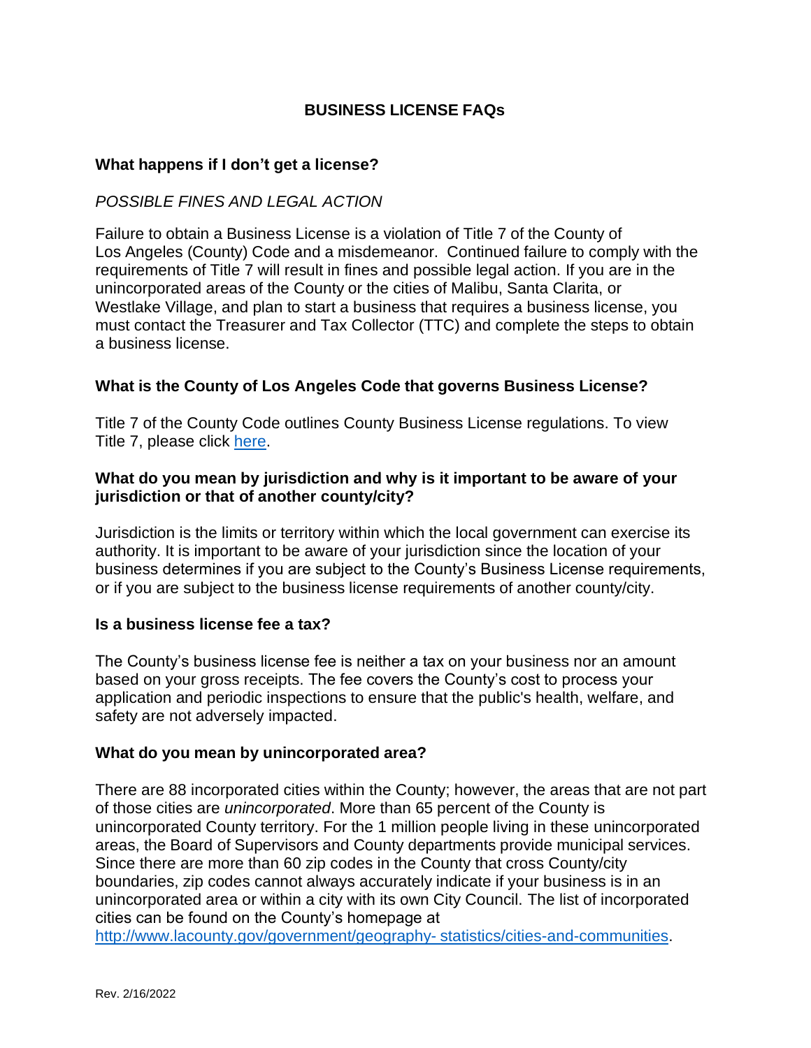# BUSINESS LICENSE FAQs

## What happens if I don't get a license?

*POSSIBLE FINES AND LEGAL ACTION*

Failure to obtain a Business License is a violation of Title 7 of the County of Los Angeles (County) Code and a misdemeanor. Continued failure to comply with the requirements of Title 7 will result in fines and possible legal action. If you are in the unincorporated areas of the County or the cities of Malibu, Santa Clarita, or Westlake Village, and plan to start a business that requires a business license, you must contact the Treasurer and Tax Collector (TTC) and complete the steps to obtain a business license.

## What is the County of Los Angeles Code that governs Business License?

Title 7 of the County Code outlines County Business License regulations. To view Title 7, please click here.

## What do you mean by jurisdiction and why is it important to be aware of your jurisdiction or that of another county/city?

Jurisdiction is the limits or territory within which the local government can exercise its authority. It is important to be aware of your jurisdiction since the location of your business determines if you are subject to the County's Business License requirements, or if you are subject to the business license requirements of another county/city.

## Is a business license fee a tax?

The County's business license fee is neither a tax on your business nor an amount based on your gross receipts. The fee covers the County's cost to process your application and periodic inspections to ensure that the public's health, welfare, and safety are not adversely impacted.

## What do you mean by unincorporated area?

There are 88 incorporated cities within the County; however, the areas that are not part of those cities are *unincorporated*. More than 65 percent of the County is unincorporated County territory. For the 1 million people living in these unincorporated areas, the Board of Supervisors and County departments provide municipal services. Since there are more than 60 zip codes in the County that cross County/city boundaries, zip codes cannot always accurately indicate if your business is in an unincorporated area or within a city with its own City Council. The list of incorporated cities can be found on the County's homepage at http://www.lacounty.gov/government/geography-statistics/cities-and-communities.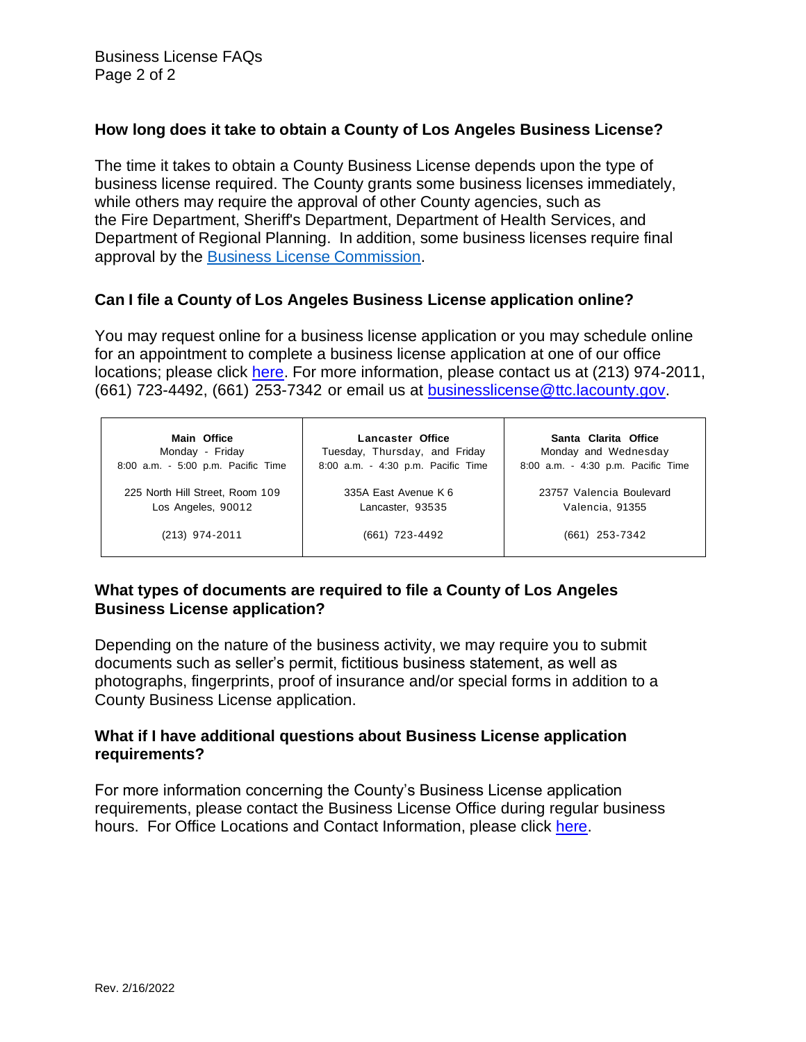### How long does it take to obtain a County of Los Angeles Business License?

The time it takes to obtain a County Business License depends upon the type of business license required. The County grants some business licenses immediately, while others may require the approval of other County agencies, such as the Fire Department, Sheriff's Department, Department of Health Services, and Department of Regional Planning. In addition, some business licenses require final approval by the Business License Commission.

### Can I file a County of Los Angeles Business License application online?

You may request online for a business license application or you may schedule online for an appointment to complete a business license application at one of our office locations; please click here. For more information, please contact us at (213) 974-2011, (661) 723-4492, (661) 253-7342 or email us at businesslicense@ttc.lacounty.gov.

| | | |
|---|---|---|
| **Main Office**<br>Monday - Friday<br>8:00 a.m. - 5:00 p.m. Pacific Time<br><br>225 North Hill Street, Room 109<br>Los Angeles, 90012<br><br>(213) 974-2011 | **Lancaster Office**<br>Tuesday, Thursday, and Friday<br>8:00 a.m. - 4:30 p.m. Pacific Time<br><br>335A East Avenue K 6<br>Lancaster, 93535<br><br>(661) 723-4492 | **Santa Clarita Office**<br>Monday and Wednesday<br>8:00 a.m. - 4:30 p.m. Pacific Time<br><br>23757 Valencia Boulevard<br>Valencia, 91355<br><br>(661) 253-7342 |

### What types of documents are required to file a County of Los Angeles Business License application?

Depending on the nature of the business activity, we may require you to submit documents such as seller's permit, fictitious business statement, as well as photographs, fingerprints, proof of insurance and/or special forms in addition to a County Business License application.

### What if I have additional questions about Business License application requirements?

For more information concerning the County's Business License application requirements, please contact the Business License Office during regular business hours. For Office Locations and Contact Information, please click here.

Rev. 2/16/2022